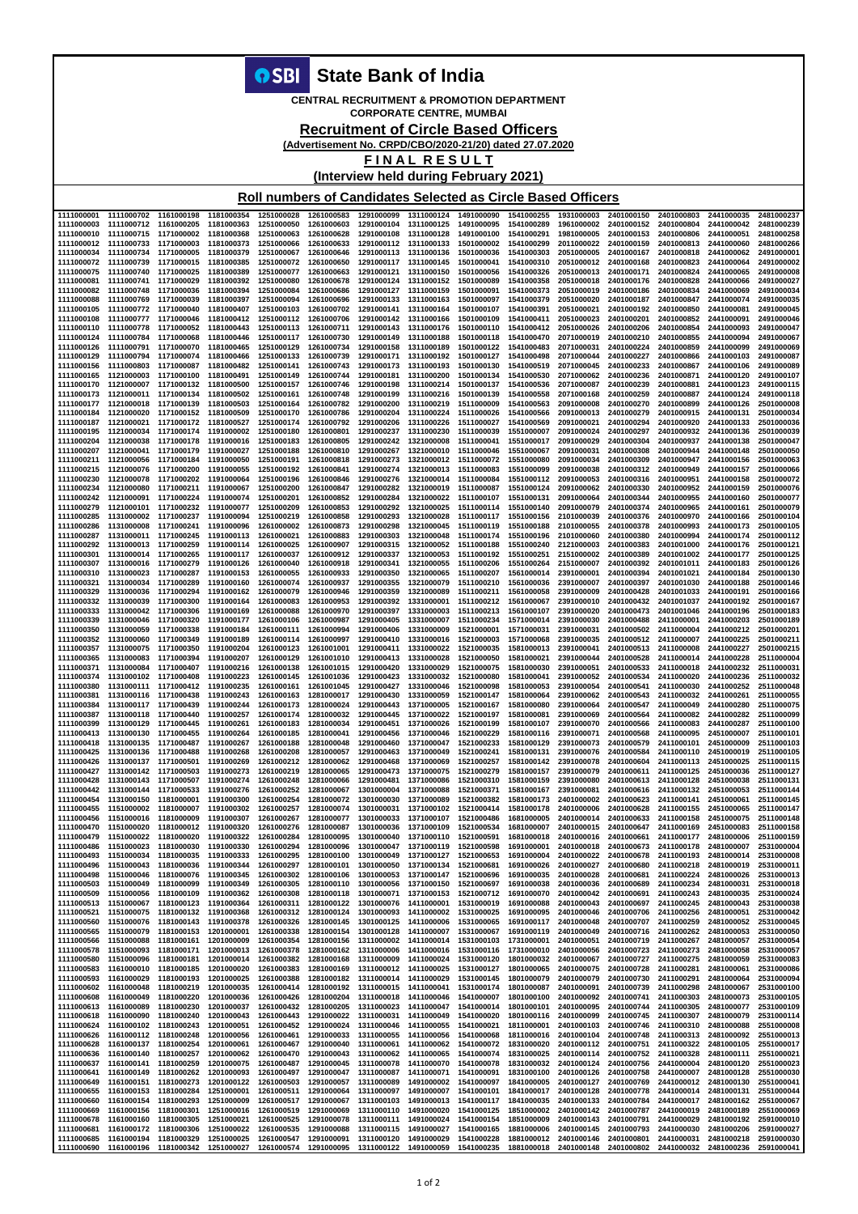# State Bank of India

**CENTRAL RECRUITMENT & PROMOTION DEPARTMENT**

**CORPORATE CENTRE, MUMBAI**

## Recruitment of Circle Based Officers

**(Advertisement No. CRPD/CBO/2020-21/20) dated 27.07.2020**

## FINAL RESULT

**(Interview held during February 2021)**

### Roll numbers of Candidates Selected as Circle Based Officers

| 1111000001 | 1111000702 | 1161000198 | 1181000354 | 1251000028 | 1261000583 | 1291000099 | 1311000124 | 1491000090 | 1541000255 | 1931000003 | 2401000150 | 2401000803 | 2441000035 | 2481000237 |
|---|---|---|---|---|---|---|---|---|---|---|---|---|---|---|
| 1111000003 | 1111000712 | 1161000205 | 1181000363 | 1251000050 | 1261000603 | 1291000104 | 1311000125 | 1491000095 | 1541000289 | 1961000002 | 2401000152 | 2401000804 | 2441000042 | 2481000239 |
| 1111000010 | 1111000715 | 1171000002 | 1181000368 | 1251000063 | 1261000628 | 1291000108 | 1311000128 | 1491000100 | 1541000291 | 1981000005 | 2401000153 | 2401000806 | 2441000051 | 2481000258 |
| 1111000012 | 1111000733 | 1171000003 | 1181000373 | 1251000066 | 1261000633 | 1291000112 | 1311000133 | 1501000002 | 1541000299 | 2011000022 | 2401000159 | 2401000813 | 2441000060 | 2481000266 |
| 1111000034 | 1111000734 | 1171000005 | 1181000379 | 1251000067 | 1261000646 | 1291000113 | 1311000136 | 1501000036 | 1541000303 | 2051000005 | 2401000167 | 2401000818 | 2441000062 | 2491000001 |
| 1111000072 | 1111000739 | 1171000015 | 1181000385 | 1251000072 | 1261000650 | 1291000117 | 1311000145 | 1501000041 | 1541000310 | 2051000012 | 2401000168 | 2401000823 | 2441000064 | 2491000002 |
| 1111000075 | 1111000740 | 1171000025 | 1181000389 | 1251000077 | 1261000663 | 1291000121 | 1311000150 | 1501000056 | 1541000326 | 2051000013 | 2401000171 | 2401000824 | 2441000065 | 2491000008 |
| 1111000081 | 1111000741 | 1171000029 | 1181000392 | 1251000080 | 1261000678 | 1291000124 | 1311000152 | 1501000089 | 1541000358 | 2051000018 | 2401000176 | 2401000828 | 2441000066 | 2491000027 |
| 1111000082 | 1111000748 | 1171000036 | 1181000394 | 1251000084 | 1261000686 | 1291000127 | 1311000159 | 1501000091 | 1541000373 | 2051000019 | 2401000186 | 2401000834 | 2441000069 | 2491000034 |
| 1111000088 | 1111000769 | 1171000039 | 1181000397 | 1251000094 | 1261000696 | 1291000133 | 1311000163 | 1501000097 | 1541000379 | 2051000020 | 2401000187 | 2401000847 | 2441000074 | 2491000035 |
| 1111000105 | 1111000772 | 1171000040 | 1181000407 | 1251000103 | 1261000702 | 1291000141 | 1311000164 | 1501000107 | 1541000391 | 2051000021 | 2401000192 | 2401000850 | 2441000081 | 2491000045 |
| 1111000108 | 1111000777 | 1171000046 | 1181000412 | 1251000112 | 1261000706 | 1291000142 | 1311000166 | 1501000109 | 1541000411 | 2051000023 | 2401000201 | 2401000852 | 2441000091 | 2491000046 |
| 1111000110 | 1111000778 | 1171000052 | 1181000443 | 1251000113 | 1261000711 | 1291000143 | 1311000176 | 1501000110 | 1541000412 | 2051000026 | 2401000206 | 2401000854 | 2441000093 | 2491000047 |
| 1111000124 | 1111000784 | 1171000068 | 1181000446 | 1251000117 | 1261000730 | 1291000149 | 1311000188 | 1501000118 | 1541000470 | 2071000019 | 2401000210 | 2401000855 | 2441000094 | 2491000067 |
| 1111000126 | 1111000791 | 1171000070 | 1181000465 | 1251000129 | 1261000734 | 1291000158 | 1311000189 | 1501000122 | 1541000483 | 2071000031 | 2401000224 | 2401000859 | 2441000099 | 2491000069 |
| 1111000129 | 1111000794 | 1171000074 | 1181000466 | 1251000133 | 1261000739 | 1291000171 | 1311000192 | 1501000127 | 1541000498 | 2071000044 | 2401000227 | 2401000866 | 2441000103 | 2491000087 |
| 1111000156 | 1111000803 | 1171000087 | 1181000482 | 1251000141 | 1261000743 | 1291000173 | 1311000193 | 1501000130 | 1541000519 | 2071000045 | 2401000233 | 2401000867 | 2441000106 | 2491000089 |
| 1111000165 | 1121000003 | 1171000100 | 1181000491 | 1251000149 | 1261000744 | 1291000181 | 1311000200 | 1501000134 | 1541000530 | 2071000062 | 2401000236 | 2401000871 | 2441000120 | 2491000107 |
| 1111000170 | 1121000007 | 1171000132 | 1181000500 | 1251000157 | 1261000746 | 1291000198 | 1311000214 | 1501000137 | 1541000536 | 2071000087 | 2401000239 | 2401000881 | 2441000123 | 2491000115 |
| 1111000173 | 1121000011 | 1171000134 | 1181000502 | 1251000161 | 1261000748 | 1291000199 | 1311000216 | 1501000139 | 1541000558 | 2071000168 | 2401000259 | 2401000887 | 2441000124 | 2491000118 |
| 1111000177 | 1121000018 | 1171000139 | 1181000503 | 1251000164 | 1261000782 | 1291000200 | 1311000219 | 1511000009 | 1541000563 | 2091000008 | 2401000270 | 2401000899 | 2441000126 | 2501000008 |
| 1111000184 | 1121000020 | 1171000152 | 1181000509 | 1251000170 | 1261000786 | 1291000204 | 1311000224 | 1511000026 | 1541000566 | 2091000013 | 2401000279 | 2401000915 | 2441000131 | 2501000034 |
| 1111000187 | 1121000021 | 1171000172 | 1181000527 | 1251000174 | 1261000792 | 1291000206 | 1311000226 | 1511000027 | 1541000569 | 2091000021 | 2401000294 | 2401000920 | 2441000133 | 2501000036 |
| 1111000195 | 1121000034 | 1171000174 | 1191000002 | 1251000180 | 1261000801 | 1291000237 | 1311000230 | 1511000039 | 1551000007 | 2091000024 | 2401000297 | 2401000932 | 2441000136 | 2501000039 |
| 1111000204 | 1121000038 | 1171000178 | 1191000016 | 1251000183 | 1261000805 | 1291000242 | 1321000008 | 1511000041 | 1551000017 | 2091000029 | 2401000304 | 2401000937 | 2441000138 | 2501000047 |
| 1111000207 | 1121000041 | 1171000179 | 1191000027 | 1251000188 | 1261000810 | 1291000267 | 1321000010 | 1511000046 | 1551000067 | 2091000031 | 2401000308 | 2401000944 | 2441000148 | 2501000050 |
| 1111000211 | 1121000056 | 1171000184 | 1191000050 | 1251000191 | 1261000818 | 1291000273 | 1321000012 | 1511000072 | 1551000080 | 2091000034 | 2401000309 | 2401000947 | 2441000156 | 2501000063 |
| 1111000215 | 1121000076 | 1171000200 | 1191000055 | 1251000192 | 1261000841 | 1291000274 | 1321000013 | 1511000083 | 1551000099 | 2091000038 | 2401000312 | 2401000949 | 2441000157 | 2501000066 |
| 1111000230 | 1121000078 | 1171000202 | 1191000064 | 1251000196 | 1261000846 | 1291000276 | 1321000014 | 1511000084 | 1551000112 | 2091000053 | 2401000316 | 2401000951 | 2441000158 | 2501000072 |
| 1111000234 | 1121000080 | 1171000211 | 1191000067 | 1251000200 | 1261000847 | 1291000282 | 1321000019 | 1511000087 | 1551000124 | 2091000062 | 2401000330 | 2401000952 | 2441000159 | 2501000076 |
| 1111000242 | 1121000091 | 1171000224 | 1191000074 | 1251000201 | 1261000852 | 1291000284 | 1321000022 | 1511000107 | 1551000131 | 2091000064 | 2401000344 | 2401000955 | 2441000160 | 2501000077 |
| 1111000279 | 1121000101 | 1171000232 | 1191000077 | 1251000209 | 1261000853 | 1291000292 | 1321000025 | 1511000114 | 1551000140 | 2091000079 | 2401000374 | 2401000965 | 2441000161 | 2501000079 |
| 1111000285 | 1131000002 | 1171000237 | 1191000094 | 1251000219 | 1261000858 | 1291000293 | 1321000028 | 1511000117 | 1551000156 | 2101000039 | 2401000376 | 2401000970 | 2441000166 | 2501000104 |
| 1111000286 | 1131000008 | 1171000241 | 1191000096 | 1261000002 | 1261000873 | 1291000298 | 1321000045 | 1511000119 | 1551000188 | 2101000055 | 2401000378 | 2401000993 | 2441000173 | 2501000105 |
| 1111000287 | 1131000011 | 1171000245 | 1191000113 | 1261000021 | 1261000883 | 1291000303 | 1321000048 | 1511000174 | 1551000196 | 2101000060 | 2401000380 | 2401000994 | 2441000174 | 2501000112 |
| 1111000292 | 1131000013 | 1171000259 | 1191000114 | 1261000025 | 1261000907 | 1291000315 | 1321000052 | 1511000188 | 1551000240 | 2121000003 | 2401000383 | 2401001000 | 2441000176 | 2501000121 |
| 1111000301 | 1131000014 | 1171000265 | 1191000117 | 1261000030 | 1261000912 | 1291000337 | 1321000053 | 1511000192 | 1551000251 | 2151000002 | 2401000389 | 2401001002 | 2441000177 | 2501000125 |
| 1111000307 | 1131000016 | 1171000279 | 1191000126 | 1261000040 | 1261000918 | 1291000341 | 1321000055 | 1511000206 | 1551000264 | 2151000007 | 2401000392 | 2401001011 | 2441000183 | 2501000126 |
| 1111000310 | 1131000023 | 1171000287 | 1191000153 | 1261000055 | 1261000933 | 1291000350 | 1321000065 | 1511000207 | 1561000014 | 2391000001 | 2401000394 | 2401001021 | 2441000184 | 2501000130 |
| 1111000321 | 1131000034 | 1171000289 | 1191000160 | 1261000074 | 1261000937 | 1291000355 | 1321000079 | 1511000210 | 1561000036 | 2391000007 | 2401000397 | 2401001030 | 2441000188 | 2501000146 |
| 1111000329 | 1131000036 | 1171000294 | 1191000162 | 1261000079 | 1261000946 | 1291000359 | 1321000089 | 1511000211 | 1561000058 | 2391000009 | 2401000428 | 2401001033 | 2441000191 | 2501000166 |
| 1111000332 | 1131000039 | 1171000300 | 1191000164 | 1261000083 | 1261000953 | 1291000392 | 1331000001 | 1511000212 | 1561000067 | 2391000010 | 2401000432 | 2401001037 | 2441000192 | 2501000167 |
| 1111000333 | 1131000042 | 1171000306 | 1191000169 | 1261000088 | 1261000970 | 1291000397 | 1331000003 | 1511000213 | 1561000107 | 2391000020 | 2401000473 | 2401001046 | 2481000196 | 2501000183 |
| 1111000339 | 1131000046 | 1171000320 | 1191000177 | 1261000106 | 1261000987 | 1291000405 | 1331000007 | 1511000234 | 1571000014 | 2391000030 | 2401000488 | 2411000001 | 2481000203 | 2501000189 |
| 1111000350 | 1131000059 | 1171000338 | 1191000184 | 1261000111 | 1261000994 | 1291000406 | 1331000009 | 1521000001 | 1571000031 | 2391000031 | 2401000502 | 2411000004 | 2481000212 | 2501000201 |
| 1111000352 | 1131000060 | 1171000349 | 1191000189 | 1261000114 | 1261000997 | 1291000410 | 1331000016 | 1521000003 | 1571000068 | 2391000035 | 2401000512 | 2411000007 | 2481000225 | 2501000211 |
| 1111000357 | 1131000075 | 1171000350 | 1191000204 | 1261000123 | 1261001001 | 1291000411 | 1331000022 | 1521000035 | 1581000013 | 2391000041 | 2401000513 | 2411000008 | 2481000227 | 2501000215 |
| 1111000365 | 1131000083 | 1171000394 | 1191000207 | 1261000129 | 1261001010 | 1291000413 | 1331000028 | 1521000050 | 1581000021 | 2391000044 | 2401000528 | 2411000014 | 2481000228 | 2511000004 |
| 1111000371 | 1131000084 | 1171000407 | 1191000216 | 1261000138 | 1261001015 | 1291000420 | 1331000029 | 1521000075 | 1581000030 | 2391000051 | 2401000533 | 2411000018 | 2481000232 | 2511000031 |
| 1111000374 | 1131000102 | 1171000408 | 1191000223 | 1261000145 | 1261001036 | 1291000423 | 1331000032 | 1521000080 | 1581000041 | 2391000052 | 2401000534 | 2411000020 | 2481000236 | 2511000032 |
| 1111000380 | 1131000111 | 1171000412 | 1191000235 | 1261000161 | 1261001045 | 1291000427 | 1331000046 | 1521000098 | 1581000053 | 2391000054 | 2401000541 | 2411000030 | 2481000252 | 2511000048 |
| 1111000381 | 1131000116 | 1171000438 | 1191000243 | 1261000163 | 1281000017 | 1291000430 | 1331000059 | 1521000147 | 1581000064 | 2391000062 | 2401000543 | 2411000032 | 2481000261 | 2511000055 |
| 1111000384 | 1131000117 | 1171000439 | 1191000244 | 1261000173 | 1281000024 | 1291000443 | 1371000005 | 1521000167 | 1581000080 | 2391000066 | 2401000547 | 2411000049 | 2481000280 | 2511000075 |
| 1111000387 | 1131000118 | 1171000440 | 1191000257 | 1261000174 | 1281000032 | 1291000445 | 1371000022 | 1521000197 | 1581000081 | 2391000069 | 2401000564 | 2411000082 | 2481000282 | 2511000099 |
| 1111000399 | 1131000129 | 1171000445 | 1191000261 | 1261000183 | 1281000034 | 1291000451 | 1371000026 | 1521000199 | 1581000107 | 2391000070 | 2401000566 | 2411000083 | 2481000287 | 2511000100 |
| 1111000413 | 1131000130 | 1171000455 | 1191000264 | 1261000185 | 1281000041 | 1291000456 | 1371000046 | 1521000229 | 1581000116 | 2391000071 | 2401000568 | 2411000095 | 2451000007 | 2511000101 |
| 1111000418 | 1131000135 | 1171000487 | 1191000267 | 1261000188 | 1281000048 | 1291000460 | 1371000047 | 1521000233 | 1581000129 | 2391000073 | 2401000579 | 2411000101 | 2451000009 | 2511000103 |
| 1111000425 | 1131000136 | 1171000488 | 1191000268 | 1261000208 | 1281000057 | 1291000463 | 1371000049 | 1521000241 | 1581000131 | 2391000076 | 2401000584 | 2411000110 | 2451000019 | 2511000105 |
| 1111000426 | 1131000137 | 1171000501 | 1191000269 | 1261000212 | 1281000062 | 1291000468 | 1371000069 | 1521000257 | 1581000142 | 2391000078 | 2401000604 | 2411000113 | 2451000025 | 2511000115 |
| 1111000427 | 1131000142 | 1171000503 | 1191000273 | 1261000219 | 1281000065 | 1291000473 | 1371000075 | 1521000279 | 1581000157 | 2391000079 | 2401000611 | 2411000125 | 2451000036 | 2511000127 |
| 1111000428 | 1131000143 | 1171000507 | 1191000274 | 1261000248 | 1281000066 | 1291000481 | 1371000080 | 1521000359 | 1581000159 | 2391000080 | 2401000613 | 2411000128 | 2451000038 | 2511000131 |
| 1111000442 | 1131000144 | 1171000533 | 1191000276 | 1261000252 | 1281000067 | 1301000004 | 1371000088 | 1521000371 | 1581000167 | 2391000081 | 2401000616 | 2411000132 | 2451000053 | 2511000144 |
| 1111000454 | 1131000150 | 1181000001 | 1191000300 | 1261000254 | 1281000072 | 1301000030 | 1371000089 | 1521000382 | 1581000173 | 2401000002 | 2401000623 | 2411000141 | 2451000061 | 2511000145 |
| 1111000455 | 1151000002 | 1181000007 | 1191000302 | 1261000257 | 1281000074 | 1301000031 | 1371000102 | 1521000414 | 1581000178 | 2401000006 | 2401000628 | 2411000155 | 2451000065 | 2511000147 |
| 1111000456 | 1151000016 | 1181000009 | 1191000307 | 1261000267 | 1281000077 | 1301000033 | 1371000107 | 1521000486 | 1681000005 | 2401000014 | 2401000633 | 2411000158 | 2451000075 | 2511000157 |
| 1111000470 | 1151000020 | 1181000012 | 1191000320 | 1261000276 | 1281000078 | 1301000036 | 1371000109 | 1521000534 | 1681000007 | 2401000015 | 2401000647 | 2411000160 | 2451000083 | 2511000158 |
| 1111000479 | 1151000022 | 1181000020 | 1191000322 | 1261000284 | 1281000095 | 1301000040 | 1371000110 | 1521000591 | 1681000018 | 2401000016 | 2401000661 | 2411000177 | 2481000006 | 2511000159 |
| 1111000486 | 1151000023 | 1181000030 | 1191000330 | 1261000294 | 1281000096 | 1301000047 | 1371000119 | 1521000598 | 1691000001 | 2401000018 | 2401000673 | 2411000178 | 2481000007 | 2531000004 |
| 1111000493 | 1151000034 | 1181000035 | 1191000333 | 1261000295 | 1281000100 | 1301000049 | 1371000127 | 1521000653 | 1691000004 | 2401000022 | 2401000678 | 2411000193 | 2481000014 | 2531000008 |
| 1111000496 | 1151000043 | 1181000036 | 1191000344 | 1261000297 | 1281000101 | 1301000050 | 1371000134 | 1521000681 | 1691000026 | 2401000027 | 2401000680 | 2411000218 | 2481000019 | 2531000011 |
| 1111000498 | 1151000046 | 1181000076 | 1191000345 | 1261000302 | 1281000106 | 1301000053 | 1371000147 | 1521000696 | 1691000035 | 2401000028 | 2401000681 | 2411000224 | 2481000026 | 2531000013 |
| 1111000503 | 1151000049 | 1181000099 | 1191000349 | 1261000305 | 1281000110 | 1301000056 | 1371000150 | 1521000697 | 1691000038 | 2401000036 | 2401000689 | 2411000234 | 2481000031 | 2531000018 |
| 1111000509 | 1151000056 | 1181000109 | 1191000362 | 1261000308 | 1281000118 | 1301000071 | 1371000153 | 1521000712 | 1691000070 | 2401000042 | 2401000691 | 2411000243 | 2481000035 | 2531000024 |
| 1111000513 | 1151000067 | 1181000123 | 1191000364 | 1261000311 | 1281000122 | 1301000076 | 1411000001 | 1531000019 | 1691000088 | 2401000043 | 2401000697 | 2411000245 | 2481000043 | 2531000038 |
| 1111000521 | 1151000075 | 1181000132 | 1191000368 | 1261000312 | 1281000124 | 1301000093 | 1411000002 | 1531000025 | 1691000095 | 2401000046 | 2401000706 | 2411000256 | 2481000051 | 2531000042 |
| 1111000560 | 1151000076 | 1181000143 | 1191000378 | 1261000326 | 1281000145 | 1301000125 | 1411000006 | 1531000065 | 1691000117 | 2401000048 | 2401000707 | 2411000259 | 2481000052 | 2531000045 |
| 1111000565 | 1151000079 | 1181000153 | 1201000001 | 1261000338 | 1281000154 | 1301000128 | 1411000007 | 1531000067 | 1691000119 | 2401000049 | 2401000716 | 2411000262 | 2481000053 | 2531000050 |
| 1111000566 | 1151000088 | 1181000161 | 1201000009 | 1261000354 | 1281000156 | 1311000002 | 1411000014 | 1531000103 | 1731000001 | 2401000051 | 2401000719 | 2411000267 | 2481000057 | 2531000054 |
| 1111000578 | 1151000093 | 1181000171 | 1201000013 | 1261000378 | 1281000162 | 1311000006 | 1411000016 | 1531000116 | 1731000010 | 2401000056 | 2401000723 | 2411000273 | 2481000058 | 2531000057 |
| 1111000580 | 1151000096 | 1181000181 | 1201000014 | 1261000382 | 1281000168 | 1311000009 | 1411000024 | 1531000120 | 1801000032 | 2401000067 | 2401000727 | 2411000275 | 2481000059 | 2531000083 |
| 1111000583 | 1161000010 | 1181000185 | 1201000020 | 1261000383 | 1281000169 | 1311000012 | 1411000025 | 1531000127 | 1801000065 | 2401000075 | 2401000728 | 2411000281 | 2481000061 | 2531000086 |
| 1111000593 | 1161000029 | 1181000193 | 1201000025 | 1261000388 | 1281000182 | 1311000014 | 1411000029 | 1531000145 | 1801000079 | 2401000079 | 2401000730 | 2411000291 | 2481000064 | 2531000094 |
| 1111000602 | 1161000048 | 1181000219 | 1201000035 | 1261000414 | 1281000192 | 1311000015 | 1411000041 | 1531000174 | 1801000087 | 2401000091 | 2401000739 | 2411000298 | 2481000067 | 2531000100 |
| 1111000608 | 1161000049 | 1181000220 | 1201000036 | 1261000426 | 1281000204 | 1311000018 | 1411000046 | 1541000007 | 1801000100 | 2401000092 | 2401000741 | 2411000303 | 2481000073 | 2531000105 |
| 1111000613 | 1161000089 | 1181000230 | 1201000037 | 1261000432 | 1281000205 | 1311000023 | 1411000047 | 1541000012 | 1801000101 | 2401000095 | 2401000744 | 2411000305 | 2481000077 | 2551000009 |
| 1111000618 | 1161000090 | 1181000240 | 1201000043 | 1261000443 | 1291000022 | 1311000031 | 1411000049 | 1541000020 | 1801000116 | 2401000099 | 2401000745 | 2411000307 | 2481000079 | 2551000114 |
| 1111000624 | 1161000102 | 1181000243 | 1201000051 | 1261000452 | 1291000024 | 1311000046 | 1411000055 | 1541000021 | 1811000001 | 2401000103 | 2401000746 | 2411000310 | 2481000088 | 2551000008 |
| 1111000626 | 1161000112 | 1181000248 | 1201000056 | 1261000461 | 1291000033 | 1311000055 | 1411000056 | 1541000068 | 1811000016 | 2401000104 | 2401000748 | 2411000313 | 2481000092 | 2551000013 |
| 1111000628 | 1161000137 | 1181000254 | 1201000061 | 1261000467 | 1291000040 | 1311000061 | 1411000062 | 1541000072 | 1831000020 | 2401000112 | 2401000751 | 2411000322 | 2481000105 | 2551000017 |
| 1111000636 | 1161000140 | 1181000257 | 1201000062 | 1261000470 | 1291000043 | 1311000062 | 1411000065 | 1541000074 | 1831000025 | 2401000114 | 2401000752 | 2411000328 | 2481000111 | 2551000021 |
| 1111000637 | 1161000141 | 1181000259 | 1201000075 | 1261000487 | 1291000045 | 1311000078 | 1411000070 | 1541000078 | 1831000032 | 2401000124 | 2401000756 | 2441000004 | 2481000120 | 2551000023 |
| 1111000641 | 1161000149 | 1181000262 | 1201000093 | 1261000497 | 1291000047 | 1311000087 | 1411000071 | 1541000091 | 1831000041 | 2401000126 | 2401000758 | 2441000007 | 2481000128 | 2551000030 |
| 1111000649 | 1161000151 | 1181000273 | 1201000122 | 1261000503 | 1291000057 | 1311000089 | 1491000002 | 1541000097 | 1841000005 | 2401000127 | 2401000769 | 2441000012 | 2481000130 | 2551000041 |
| 1111000655 | 1161000153 | 1181000284 | 1251000001 | 1261000511 | 1291000064 | 1311000097 | 1491000007 | 1541000101 | 1841000017 | 2401000128 | 2401000778 | 2441000014 | 2481000131 | 2551000044 |
| 1111000660 | 1161000154 | 1181000293 | 1251000009 | 1261000517 | 1291000067 | 1311000103 | 1491000013 | 1541000117 | 1841000035 | 2401000133 | 2401000784 | 2441000017 | 2481000162 | 2551000067 |
| 1111000669 | 1161000156 | 1181000301 | 1251000016 | 1261000519 | 1291000069 | 1311000110 | 1491000020 | 1541000125 | 1851000002 | 2401000142 | 2401000787 | 2441000019 | 2481000189 | 2551000069 |
| 1111000678 | 1161000160 | 1181000305 | 1251000021 | 1261000525 | 1291000078 | 1311000111 | 1491000024 | 1541000154 | 1851000009 | 2401000143 | 2401000791 | 2441000029 | 2481000192 | 2591000010 |
| 1111000681 | 1161000172 | 1181000306 | 1251000022 | 1261000535 | 1291000088 | 1311000115 | 1491000027 | 1541000165 | 1881000006 | 2401000145 | 2401000793 | 2441000030 | 2481000206 | 2591000027 |
| 1111000685 | 1161000194 | 1181000329 | 1251000025 | 1261000547 | 1291000091 | 1311000120 | 1491000029 | 1541000228 | 1881000012 | 2401000146 | 2401000801 | 2441000031 | 2481000218 | 2591000030 |
| 1111000690 | 1161000196 | 1181000342 | 1251000027 | 1261000574 | 1291000095 | 1311000122 | 1491000059 | 1541000235 | 1881000018 | 2401000148 | 2401000802 | 2441000032 | 2481000236 | 2591000041 |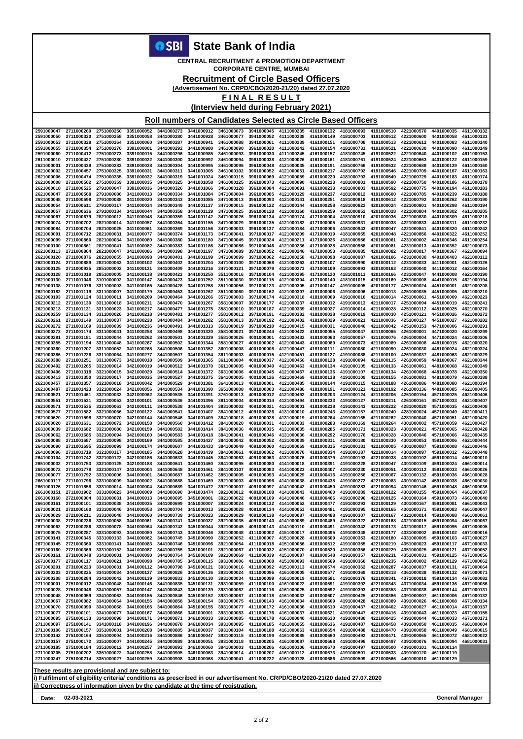# State Bank of India

**CENTRAL RECRUITMENT & PROMOTION DEPARTMENT**

**CORPORATE CENTRE, MUMBAI**

## Recruitment of Circle Based Officers

**(Advertisement No. CRPD/CBO/2020-21/20) dated 27.07.2020**

**F I N A L  R E S U L T**

**(Interview held during February 2021)**

### Roll numbers of Candidates Selected as Circle Based Officers

| | | | | | | | | | | | | | | |
|---|---|---|---|---|---|---|---|---|---|---|---|---|---|---|
| 2591000047 | 2711000260 | 2751000250 | 3351000052 | 3441000273 | 3441000912 | 3461000073 | 3941000045 | 4111000235 | 4161000132 | 4181000693 | 4191000510 | 4221000570 | 4401000035 | 4611000132 |
| 2591000050 | 2711000320 | 2751000258 | 3351000058 | 3441000280 | 3441000928 | 3461000077 | 3941000052 | 4111000238 | 4161000149 | 4181000703 | 4191000512 | 4221000600 | 4401000058 | 4611000133 |
| 2591000053 | 2711000328 | 2751000264 | 3351000060 | 3441000287 | 3441000941 | 3461000088 | 3941000061 | 4111000239 | 4161000151 | 4181000708 | 4191000513 | 4221000612 | 4401000083 | 4611000140 |
| 2591000055 | 2711000354 | 2751000270 | 3391000001 | 3441000292 | 3441000980 | 3461000090 | 3961000020 | 4111000242 | 4161000154 | 4181000731 | 4191000521 | 4221000630 | 4401000090 | 4611000149 |
| 2591000060 | 2711000412 | 2751000273 | 3391000015 | 3441000296 | 3441000985 | 3461000093 | 3961000030 | 4111000245 | 4161000157 | 4181000745 | 4191000522 | 4221000640 | 4401000102 | 4611000153 |
| 2611000010 | 2711000427 | 2751000280 | 3391000022 | 3441000300 | 3441000992 | 3461000094 | 3961000038 | 4121000026 | 4161000161 | 4181000761 | 4191000524 | 4221000663 | 4401000122 | 4611000159 |
| 2621000001 | 2711000439 | 2751000283 | 3391000028 | 3441000304 | 3441000995 | 3461000096 | 3961000048 | 4121000035 | 4161000191 | 4181000766 | 4191000532 | 4221000688 | 4401000129 | 4611000160 |
| 2621000002 | 2711000457 | 2751000325 | 3391000031 | 3441000311 | 3441001005 | 3461000102 | 3961000052 | 4121000051 | 4161000217 | 4181000792 | 4191000546 | 4221000709 | 4401000167 | 4611000163 |
| 2621000006 | 2711000474 | 2751000335 | 3391000032 | 3441000319 | 3441001024 | 3461000115 | 3961000069 | 4121000059 | 4161000220 | 4181000793 | 4191000549 | 4221000729 | 4401000183 | 4611000174 |
| 2621000008 | 2711000502 | 2751000359 | 3391000035 | 3441000325 | 3441001058 | 3461000125 | 3961000073 | 4121000090 | 4161000223 | 4181000801 | 4191000590 | 4221000750 | 4401000186 | 4611000178 |
| 2621000018 | 2711000525 | 2791000047 | 3391000036 | 3441000326 | 3441001066 | 3461000128 | 3961000084 | 4121000091 | 4161000233 | 4181000803 | 4191000592 | 4221000775 | 4401000194 | 4611000183 |
| 2621000047 | 2711000568 | 2791000086 | 3411000013 | 3441000334 | 3441001084 | 3471000004 | 3961000085 | 4121000129 | 4161000237 | 4181000812 | 4191000600 | 4221000785 | 4401000239 | 4611000188 |
| 2621000048 | 2711000598 | 2791000088 | 3411000020 | 3441000343 | 3441001085 | 3471000013 | 3961000093 | 4121000141 | 4161000251 | 4181000818 | 4191000612 | 4221000792 | 4401000262 | 4611000190 |
| 2621000054 | 2711000611 | 2791000117 | 3411000024 | 3441000349 | 3441001127 | 3471000015 | 3961000122 | 4121000144 | 4161000258 | 4181000822 | 4201000024 | 4221000801 | 4401000298 | 4611000194 |
| 2621000057 | 2711000636 | 2791000134 | 3411000044 | 3441000358 | 3441001129 | 3471000025 | 3961000128 | 4121000160 | 4161000259 | 4181000852 | 4201000028 | 4221000804 | 4401000302 | 4611000205 |
| 2621000067 | 2711000679 | 2821000012 | 3411000048 | 3441000359 | 3441001142 | 3471000026 | 3961000134 | 4121000174 | 4171000004 | 4181000910 | 4201000036 | 4221000830 | 4401000309 | 4611000218 |
| 2621000074 | 2711000702 | 2821000014 | 3411000057 | 3441000364 | 3441001155 | 3471000029 | 3961000135 | 4121000182 | 4171000005 | 4181000931 | 4201000038 | 4221000833 | 4401000311 | 4611000232 |
| 2621000084 | 2711000704 | 2821000025 | 3411000061 | 3441000369 | 3441001156 | 3471000033 | 3961000137 | 4121000184 | 4171000006 | 4181000943 | 4201000047 | 4221000841 | 4401000320 | 4611000242 |
| 2621000091 | 2711000712 | 2821000031 | 3411000077 | 3441000374 | 3441001173 | 3471000041 | 3971000017 | 4121000209 | 4171000019 | 4181000955 | 4201000048 | 4221000856 | 4401000322 | 4611000252 |
| 2621000099 | 2711000860 | 2821000034 | 3411000080 | 3441000380 | 3441001180 | 3471000045 | 3971000024 | 4121000211 | 4171000026 | 4181000956 | 4201000061 | 4231000002 | 4401000346 | 4611000254 |
| 2621000100 | 2711000861 | 2821000041 | 3411000082 | 3441000383 | 3441001186 | 3471000086 | 3971000046 | 4121000236 | 4171000028 | 4181000958 | 4201000081 | 4231000013 | 4401000352 | 4621000073 |
| 2621000113 | 2711000864 | 2821000047 | 3411000086 | 3441000398 | 3441001197 | 3471000089 | 3971000052 | 4121000246 | 4171000053 | 4181000985 | 4201000082 | 4231000017 | 4401000367 | 4621000094 |
| 2621000120 | 2711000876 | 2821000055 | 3411000098 | 3441000401 | 3441001199 | 3471000099 | 3971000062 | 4121000258 | 4171000098 | 4181000987 | 4201000106 | 4231000030 | 4401000403 | 4621000112 |
| 2621000124 | 2711000889 | 2821000063 | 3411000102 | 3441000402 | 3441001204 | 3471000100 | 3971000068 | 4121000263 | 4171000107 | 4181000990 | 4201000112 | 4231000033 | 4411000001 | 4621000126 |
| 2621000125 | 2711000935 | 2851000002 | 3411000121 | 3441000409 | 3441001216 | 3471000117 | 3971000079 | 4121000273 | 4171000109 | 4181000993 | 4201000163 | 4231000040 | 4411000012 | 4621000164 |
| 2621000128 | 2711001019 | 2851000005 | 3411000138 | 3441000422 | 3441001250 | 3511000016 | 3971000104 | 4121000295 | 4171000120 | 4181001011 | 4201000166 | 4231000047 | 4441000008 | 4621000190 |
| 2621000130 | 2711001046 | 3101000002 | 3411000147 | 3441000423 | 3441001252 | 3511000030 | 3971000115 | 4121000304 | 4171000140 | 4181001015 | 4201000169 | 4251000008 | 4441000015 | 4621000194 |
| 2621000138 | 2711001076 | 3311000003 | 3411000165 | 3441000428 | 3441001258 | 3511000056 | 3971000123 | 4121000305 | 4171000147 | 4191000005 | 4201000177 | 4251000024 | 4451000001 | 4621000208 |
| 2621000182 | 2711001119 | 3311000007 | 3411000179 | 3441000453 | 3441001262 | 3511000060 | 3971000162 | 4121000307 | 4181000006 | 4191000006 | 4211000013 | 4251000035 | 4451000005 | 4621000210 |
| 2621000193 | 2711001124 | 3311000011 | 3411000209 | 3441000464 | 3441001266 | 3571000003 | 3971000174 | 4121000318 | 4181000009 | 4191000010 | 4211000014 | 4251000061 | 4451000009 | 4621000223 |
| 2621000212 | 2711001130 | 3311000018 | 3411000211 | 3441000470 | 3441001267 | 3581000007 | 3971000177 | 4121000337 | 4181000012 | 4191000013 | 4211000017 | 4251000094 | 4451000019 | 4621000241 |
| 2621000213 | 2711001131 | 3311000023 | 3411000217 | 3441000477 | 3441001275 | 3581000010 | 3971000187 | 4121000339 | 4181000027 | 4191000014 | 4211000028 | 4251000112 | 4451000025 | 4621000270 |
| 2621000259 | 2711001134 | 3311000026 | 3411000218 | 3441000481 | 3441001277 | 3581000012 | 3971000191 | 4121000382 | 4181000028 | 4191000019 | 4211000030 | 4251000121 | 4451000026 | 4621000272 |
| 2621000261 | 2711001149 | 3311000037 | 3411000228 | 3441000484 | 3441001282 | 3581000013 | 3971000192 | 4121000402 | 4181000029 | 4191000021 | 4211000036 | 4251000127 | 4451000027 | 4621000282 |
| 2621000272 | 2711001169 | 3311000039 | 3411000236 | 3441000491 | 3441001313 | 3581000019 | 3971000210 | 4121000415 | 4181000031 | 4191000046 | 4211000042 | 4251000153 | 4471000006 | 4621000291 |
| 2621000273 | 2711001174 | 3311000041 | 3411000258 | 3441000498 | 3441001320 | 3581000021 | 3971000244 | 4121000422 | 4181000055 | 4191000047 | 4211000065 | 4261000001 | 4471000020 | 4621000299 |
| 2621000281 | 2711001181 | 3311000044 | 3411000262 | 3441000501 | 3441001329 | 3581000026 | 4001000001 | 4121000432 | 4181000063 | 4191000057 | 4211000076 | 4261000004 | 4471000024 | 4621000306 |
| 2621000355 | 2711001194 | 3311000048 | 3411000267 | 3441000502 | 3441001344 | 3581000027 | 4001000002 | 4121000443 | 4181000089 | 4191000073 | 4211000089 | 4261000008 | 4481000015 | 4621000320 |
| 2621000360 | 2711001207 | 3311000052 | 3411000268 | 3441000506 | 3441001352 | 3601000008 | 4001000008 | 4121000447 | 4181000111 | 4191000080 | 4211000090 | 4261000030 | 4481000024 | 4621000324 |
| 2621000386 | 2711001226 | 3311000064 | 3411000277 | 3441000507 | 3441001354 | 3611000003 | 4001000015 | 4121000451 | 4181000127 | 4191000088 | 4211000100 | 4261000037 | 4481000063 | 4621000329 |
| 2621000388 | 2711001251 | 3311000073 | 3421000018 | 3441000509 | 3441001365 | 3611000004 | 4001000037 | 4121000456 | 4181000128 | 4191000094 | 4211000115 | 4261000059 | 4481000067 | 4621000344 |
| 2621000402 | 2711001265 | 3321000014 | 3421000019 | 3441000512 | 3441001370 | 3611000005 | 4001000040 | 4121000463 | 4181000134 | 4191000105 | 4211000133 | 4261000061 | 4481000068 | 4621000349 |
| 2621000406 | 2711001318 | 3321000015 | 3421000029 | 3441000514 | 3441001372 | 3631000006 | 4001000045 | 4121000467 | 4181000136 | 4191000107 | 4211000134 | 4261000068 | 4481000078 | 4621000350 |
| 2621000413 | 2711001350 | 3321000017 | 3421000035 | 3441000527 | 3441001375 | 3641000005 | 4001000126 | 4121000469 | 4181000138 | 4191000109 | 4211000155 | 4261000081 | 4481000079 | 4621000388 |
| 2621000457 | 2711001357 | 3321000018 | 3421000042 | 3441000529 | 3441001381 | 3641000013 | 4091000001 | 4121000485 | 4181000144 | 4191000115 | 4211000188 | 4261000086 | 4481000080 | 4621000394 |
| 2621000487 | 2711001423 | 3321000024 | 3421000056 | 3441000534 | 3441001390 | 3651000008 | 4091000003 | 4121000486 | 4181000191 | 4191000121 | 4211000192 | 4261000136 | 4481000085 | 4621000405 |
| 2621000521 | 2711001461 | 3321000032 | 3421000062 | 3441000535 | 3441001391 | 3761000013 | 4091000012 | 4121000492 | 4181000203 | 4191000124 | 4211000206 | 4261000154 | 4571000025 | 4621000406 |
| 2621000551 | 2711001531 | 3321000053 | 3421000101 | 3441000536 | 3441001396 | 3811000004 | 4091000014 | 4121000494 | 4181000223 | 4191000127 | 4211000211 | 4261000161 | 4571000033 | 4621000407 |
| 2621000571 | 2711001535 | 3321000063 | 3421000111 | 3441000538 | 3441001404 | 3831000002 | 4091000021 | 4131000001 | 4181000238 | 4191000143 | 4211000222 | 4281000020 | 4571000035 | 4621000408 |
| 2621000577 | 2711001582 | 3321000066 | 3421000122 | 3441000541 | 3441001407 | 3841000012 | 4091000026 | 4131000010 | 4181000243 | 4191000157 | 4211000240 | 4281000024 | 4571000049 | 4621000411 |
| 2621000620 | 2711001598 | 3321000070 | 3421000144 | 3441000546 | 3441001409 | 3841000018 | 4091000028 | 4131000019 | 4181000264 | 4191000165 | 4211000262 | 4281000040 | 4571000051 | 4621000420 |
| 2631000020 | 2711001631 | 3321000072 | 3421000158 | 3441000560 | 3441001412 | 3841000020 | 4091000031 | 4131000033 | 4181000283 | 4191000169 | 4211000264 | 4301000002 | 4571000059 | 4621000427 |
| 2631000039 | 2711001682 | 3321000080 | 3421000159 | 3441000582 | 3441001414 | 3841000036 | 4091000035 | 4131000035 | 4181000285 | 4191000171 | 4211000323 | 4301000021 | 4571000065 | 4621000428 |
| 2641000062 | 2711001685 | 3321000094 | 3421000160 | 3441000583 | 3441001418 | 3841000041 | 4091000046 | 4131000036 | 4181000292 | 4191000176 | 4211000328 | 4301000046 | 4571000066 | 4621000435 |
| 2641000088 | 2711001687 | 3321000098 | 3421000169 | 3441000585 | 3441001427 | 3841000042 | 4091000052 | 4131000039 | 4181000311 | 4191000180 | 4211000330 | 4301000053 | 4591000006 | 4621000444 |
| 2641000090 | 2711001695 | 3321000099 | 3421000174 | 3441000607 | 3441001433 | 3841000049 | 4091000060 | 4131000069 | 4181000315 | 4191000181 | 4221000005 | 4301000087 | 4591000008 | 4621000446 |
| 2641000096 | 2711001719 | 3321000117 | 3421000185 | 3441000628 | 3441001439 | 3841000061 | 4091000062 | 4131000070 | 4181000334 | 4191000187 | 4221000014 | 4301000097 | 4591000012 | 4621000448 |
| 2641000104 | 2711001742 | 3321000122 | 3421000186 | 3441000633 | 3441001445 | 3841000063 | 4091000063 | 4131000076 | 4181000379 | 4191000193 | 4221000038 | 4301000102 | 4591000014 | 4661000010 |
| 2651000032 | 2711001753 | 3321000125 | 3421000188 | 3441000641 | 3441001460 | 3841000095 | 4091000080 | 4141000018 | 4181000391 | 4191000228 | 4221000047 | 4301000109 | 4591000024 | 4661000014 |
| 2651000072 | 2711001778 | 3321000147 | 3431000004 | 3441000648 | 3441001461 | 3841000107 | 4091000083 | 4141000023 | 4181000407 | 4191000230 | 4221000051 | 4301000112 | 4591000033 | 4661000026 |
| 2661000077 | 2711001792 | 3331000006 | 3441000001 | 3441000687 | 3441001462 | 3851000005 | 4091000093 | 4141000029 | 4181000416 | 4191000256 | 4221000067 | 4301000132 | 4591000036 | 4661000028 |
| 2661000117 | 2711001796 | 3331000009 | 3441000002 | 3441000688 | 3441001469 | 3921000003 | 4091000096 | 4141000038 | 4181000438 | 4191000272 | 4221000083 | 4301000142 | 4591000038 | 4661000030 |
| 2661000126 | 2711001858 | 3331000014 | 3441000004 | 3441000689 | 3441001472 | 3921000007 | 4091000097 | 4141000042 | 4181000450 | 4191000283 | 4221000094 | 4301000146 | 4591000048 | 4661000036 |
| 2661000151 | 2711001902 | 3331000023 | 3441000009 | 3441000690 | 3441001474 | 3921000012 | 4091000108 | 4141000043 | 4181000460 | 4191000289 | 4221000122 | 4301000155 | 4591000064 | 4661000037 |
| 2661000160 | 2721000004 | 3331000031 | 3441000013 | 3441000695 | 3451000001 | 3921000022 | 4091000109 | 4141000046 | 4181000466 | 4191000290 | 4221000125 | 4301000164 | 4591000073 | 4661000040 |
| 2661000161 | 2721000101 | 3331000038 | 3441000035 | 3441000699 | 3451000007 | 3921000024 | 4091000132 | 4141000052 | 4181000477 | 4191000293 | 4221000129 | 4301000167 | 4591000081 | 4661000043 |
| 2671000021 | 2721000160 | 3331000046 | 3441000053 | 3441000704 | 3451000013 | 3921000028 | 4091000134 | 4141000053 | 4181000481 | 4191000295 | 4221000165 | 4301000171 | 4591000083 | 4661000047 |
| 2671000029 | 2721000211 | 3331000048 | 3441000060 | 3441000739 | 3451000023 | 3921000029 | 4091000138 | 4141000087 | 4181000488 | 4191000307 | 4221000167 | 4321000014 | 4591000088 | 4661000061 |
| 2671000038 | 2721000236 | 3331000058 | 3441000061 | 3441000741 | 3451000037 | 3921000035 | 4091000140 | 4141000089 | 4181000489 | 4191000322 | 4221000168 | 4321000015 | 4591000094 | 4661000067 |
| 2671000062 | 2721000286 | 3331000078 | 3441000064 | 3441000742 | 3451000044 | 3921000045 | 4091000143 | 4141000110 | 4181000491 | 4191000342 | 4221000173 | 4321000017 | 4591000095 | 4671000005 |
| 2671000075 | 2721000287 | 3331000093 | 3441000080 | 3441000743 | 3451000046 | 3921000048 | 4111000002 | 4151000017 | 4181000495 | 4191000348 | 4221000177 | 4331000002 | 4591000102 | 4671000016 |
| 2671000141 | 2721000345 | 3331000133 | 3441000082 | 3441000745 | 3451000090 | 3921000052 | 4111000007 | 4151000028 | 4181000509 | 4191000353 | 4221000180 | 4331000005 | 4591000103 | 4671000027 |
| 2671000145 | 2721000360 | 3341000141 | 3441000083 | 3441000746 | 3451000096 | 3921000054 | 4111000018 | 4151000056 | 4181000512 | 4191000355 | 4221000219 | 4351000023 | 4591000117 | 4671000033 |
| 2671000160 | 2721000369 | 3331000152 | 3441000087 | 3441000755 | 3451000101 | 3921000067 | 4111000032 | 4151000070 | 4181000520 | 4191000356 | 4221000229 | 4351000025 | 4591000121 | 4671000052 |
| 2671000161 | 2731000048 | 3341000001 | 3441000090 | 3441000764 | 3451000109 | 3921000069 | 4111000039 | 4151000087 | 4181000548 | 4191000357 | 4221000231 | 4351000031 | 4591000125 | 4671000056 |
| 2671000177 | 2731000117 | 3341000021 | 3441000098 | 3441000785 | 3451000115 | 3931000006 | 4111000068 | 4151000093 | 4181000569 | 4191000360 | 4221000235 | 4361000002 | 4591000129 | 4671000062 |
| 2671000201 | 2731000223 | 3341000031 | 3441000112 | 3441000798 | 3451000121 | 3931000016 | 4111000092 | 4151000113 | 4181000574 | 4191000362 | 4221000287 | 4361000037 | 4591000131 | 4671000064 |
| 2671000203 | 2731000225 | 3341000034 | 3441000127 | 3441000826 | 3451000126 | 3931000024 | 4111000096 | 4161000005 | 4181000577 | 4191000369 | 4221000318 | 4361000038 | 4591000132 | 4671000071 |
| 2671000208 | 2731000284 | 3341000042 | 3441000139 | 3441000832 | 3451000130 | 3931000034 | 4111000099 | 4161000019 | 4181000581 | 4191000376 | 4221000341 | 4371000018 | 4591000134 | 4671000082 |
| 2711000007 | 2751000012 | 3341000048 | 3441000146 | 3441000835 | 3451000131 | 3931000059 | 4111000100 | 4161000022 | 4181000591 | 4191000392 | 4221000343 | 4371000034 | 4591000136 | 4671000086 |
| 2711000028 | 2751000048 | 3341000057 | 3441000147 | 3441000843 | 3451000139 | 3931000062 | 4111000116 | 4161000025 | 4181000592 | 4191000393 | 4221000353 | 4371000038 | 4591000144 | 4671000131 |
| 2711000048 | 2751000059 | 3341000062 | 3441000155 | 3441000846 | 3451000152 | 3931000067 | 4111000118 | 4161000032 | 4181000607 | 4191000425 | 4221000386 | 4391000007 | 4611000006 | 4671000132 |
| 2711000067 | 2751000082 | 3341000064 | 3441000156 | 3441000858 | 3451000154 | 3931000075 | 4111000143 | 4161000034 | 4181000609 | 4191000428 | 4221000389 | 4391000026 | 4611000008 | 4671000134 |
| 2711000070 | 2751000090 | 3341000068 | 3441000165 | 3441000864 | 3451000155 | 3931000077 | 4111000172 | 4161000036 | 4181000610 | 4191000437 | 4221000402 | 4391000027 | 4611000016 | 4671000150 |
| 2711000077 | 2751000101 | 3341000077 | 3441000167 | 3441000866 | 3461000001 | 3931000083 | 4111000176 | 4161000037 | 4181000621 | 4191000447 | 4221000416 | 4391000043 | 4611000023 | 4671000155 |
| 2711000095 | 2751000133 | 3341000098 | 3441000171 | 3441000871 | 3461000033 | 3931000085 | 4111000178 | 4161000040 | 4181000630 | 4191000480 | 4221000425 | 4391000044 | 4611000033 | 4671000171 |
| 2711000097 | 2751000141 | 3341000118 | 3441000196 | 3441000878 | 3461000034 | 3931000095 | 4111000185 | 4161000055 | 4181000636 | 4191000487 | 4221000458 | 4391000050 | 4611000035 | 4681000004 |
| 2711000106 | 2751000157 | 3351000001 | 3441000208 | 3441000885 | 3461000037 | 3931000104 | 4111000188 | 4161000063 | 4181000654 | 4191000488 | 4221000470 | 4391000058 | 4611000049 | 4681000015 |
| 2711000142 | 2751000164 | 3351000004 | 3441000216 | 3441000886 | 3461000047 | 3931000115 | 4111000199 | 4161000085 | 4181000660 | 4191000492 | 4221000471 | 4391000065 | 4611000072 | 4681000022 |
| 2711000157 | 2751000172 | 3351000007 | 3441000245 | 3441000889 | 3461000051 | 3931000118 | 4111000205 | 4161000087 | 4181000668 | 4191000496 | 4221000497 | 4391000076 | 4611000094 | 4681000031 |
| 2711000185 | 2751000184 | 3351000012 | 3441000257 | 3441000892 | 3461000060 | 3941000003 | 4111000206 | 4161000106 | 4181000670 | 4191000497 | 4221000500 | 4391000101 | 4611000114 | |
| 2711000205 | 2751000202 | 3351000022 | 3441000258 | 3441000905 | 3461000063 | 3941000014 | 4111000207 | 4161000112 | 4181000673 | 4191000501 | 4221000533 | 4391000120 | 4611000119 | |
| 2711000247 | 2751000214 | 3351000027 | 3441000259 | 3441000908 | 3461000068 | 3941000041 | 4111000222 | 4161000128 | 4181000686 | 4191000509 | 4221000566 | 4401000010 | 4611000129 | |

**These results are provisional and are subject to:**

**i) Fulfilment of eligibility criteria/ conditions as prescribed in our advertisement No. CRPD/CBO/2020-21/20 dated 27.07.2020**

**ii) Correctness of information given by the candidate at the time of registration.**

**Date: 02-03-2021** **General Manager**